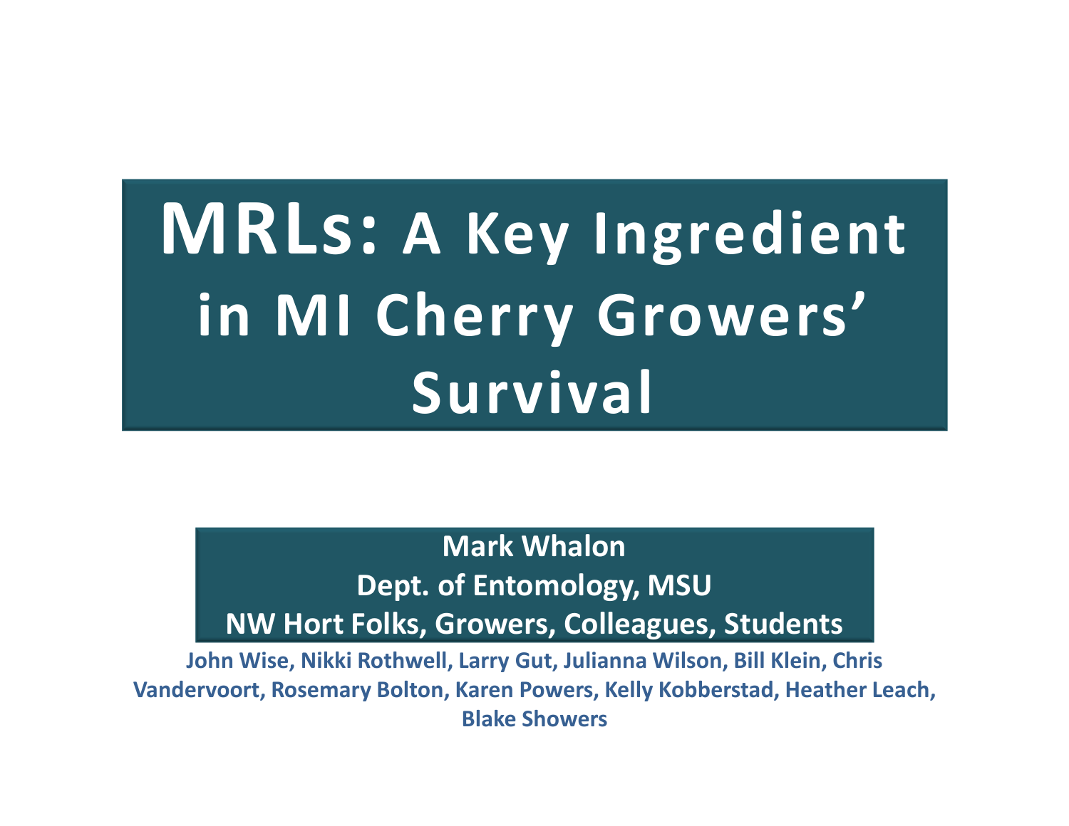# MRLs: A Key Ingredient in MI Cherry Growers' Survival

**Mark Whalon**
**Dept. of Entomology, MSU**
**NW Hort Folks, Growers, Colleagues, Students**

**John Wise, Nikki Rothwell, Larry Gut, Julianna Wilson, Bill Klein, Chris Vandervoort, Rosemary Bolton, Karen Powers, Kelly Kobberstad, Heather Leach, Blake Showers**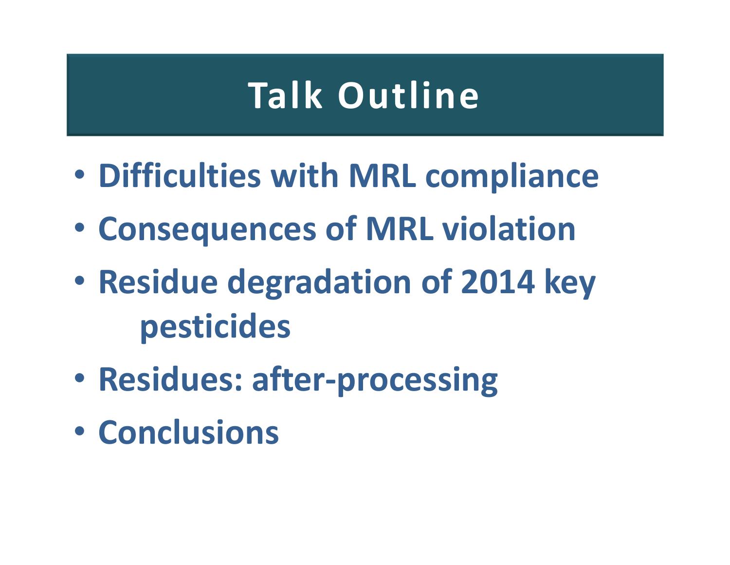# Talk Outline

- **Difficulties with MRL compliance**
- **Consequences of MRL violation**
- **Residue degradation of 2014 key pesticides**
- **Residues: after-processing**
- **Conclusions**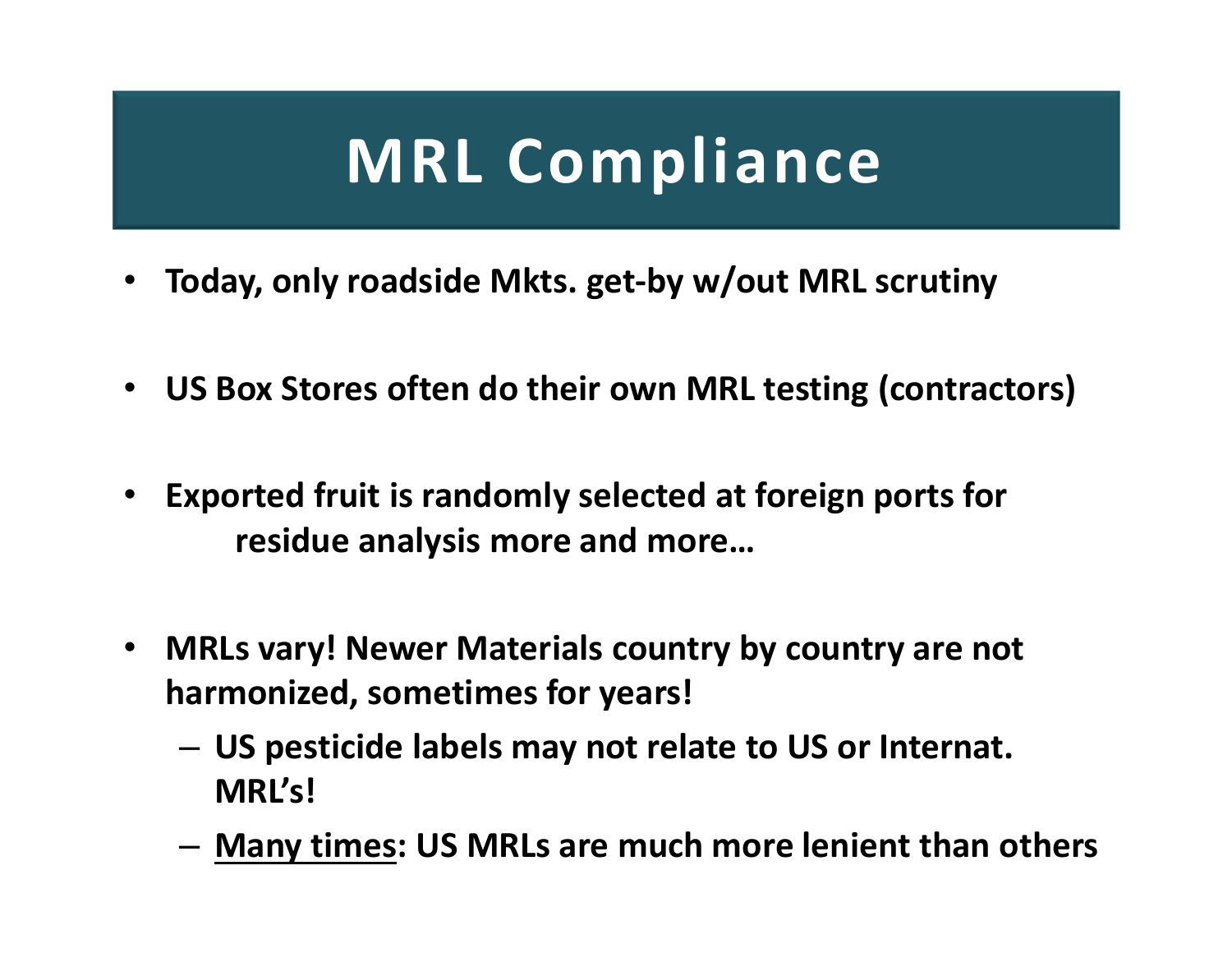# MRL Compliance

- **Today, only roadside Mkts. get-by w/out MRL scrutiny**
- **US Box Stores often do their own MRL testing (contractors)**
- **Exported fruit is randomly selected at foreign ports for residue analysis more and more…**
- **MRLs vary! Newer Materials country by country are not harmonized, sometimes for years!**
  - **US pesticide labels may not relate to US or Internat. MRL's!**
  - **<u>Many times</u>: US MRLs are much more lenient than others**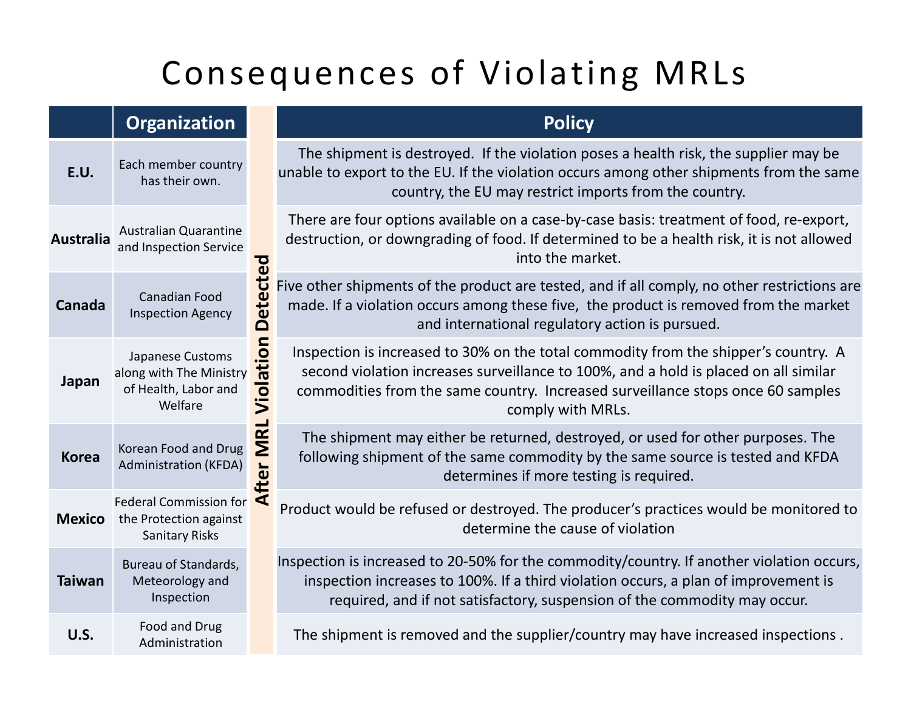# Consequences of Violating MRLs

| | Organization | | Policy |
|---|---|---|---|
| **E.U.** | Each member country has their own. | After MRL Violation Detected | The shipment is destroyed. If the violation poses a health risk, the supplier may be unable to export to the EU. If the violation occurs among other shipments from the same country, the EU may restrict imports from the country. |
| **Australia** | Australian Quarantine and Inspection Service | | There are four options available on a case-by-case basis: treatment of food, re-export, destruction, or downgrading of food. If determined to be a health risk, it is not allowed into the market. |
| **Canada** | Canadian Food Inspection Agency | | Five other shipments of the product are tested, and if all comply, no other restrictions are made. If a violation occurs among these five, the product is removed from the market and international regulatory action is pursued. |
| **Japan** | Japanese Customs along with The Ministry of Health, Labor and Welfare | | Inspection is increased to 30% on the total commodity from the shipper's country. A second violation increases surveillance to 100%, and a hold is placed on all similar commodities from the same country. Increased surveillance stops once 60 samples comply with MRLs. |
| **Korea** | Korean Food and Drug Administration (KFDA) | | The shipment may either be returned, destroyed, or used for other purposes. The following shipment of the same commodity by the same source is tested and KFDA determines if more testing is required. |
| **Mexico** | Federal Commission for the Protection against Sanitary Risks | | Product would be refused or destroyed. The producer's practices would be monitored to determine the cause of violation |
| **Taiwan** | Bureau of Standards, Meteorology and Inspection | | Inspection is increased to 20-50% for the commodity/country. If another violation occurs, inspection increases to 100%. If a third violation occurs, a plan of improvement is required, and if not satisfactory, suspension of the commodity may occur. |
| **U.S.** | Food and Drug Administration | | The shipment is removed and the supplier/country may have increased inspections . |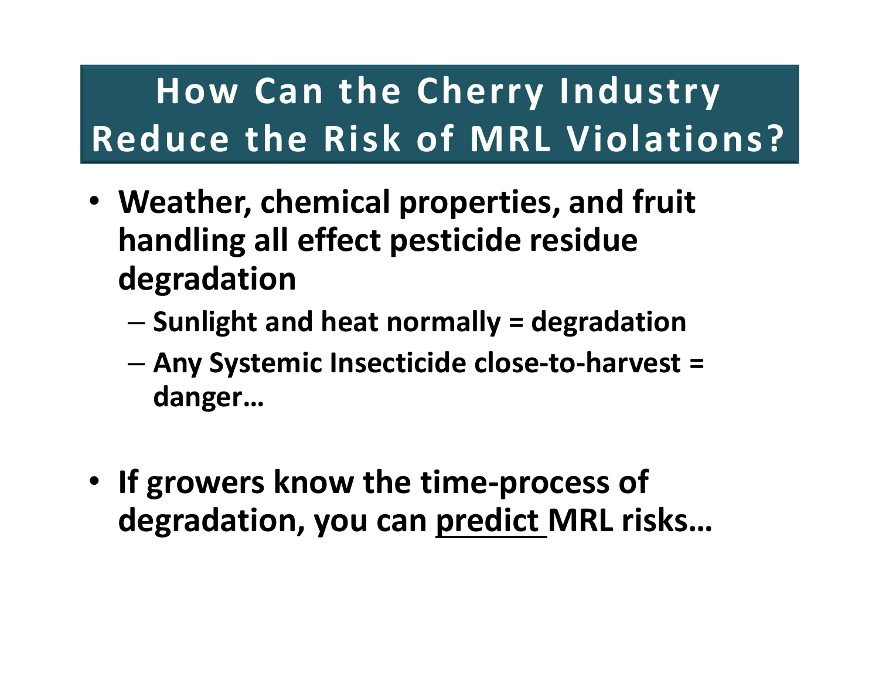# How Can the Cherry Industry Reduce the Risk of MRL Violations?

- **Weather, chemical properties, and fruit handling all effect pesticide residue degradation**
  - **Sunlight and heat normally = degradation**
  - **Any Systemic Insecticide close-to-harvest = danger…**

- **If growers know the time-process of degradation, you can <u>predict</u> MRL risks…**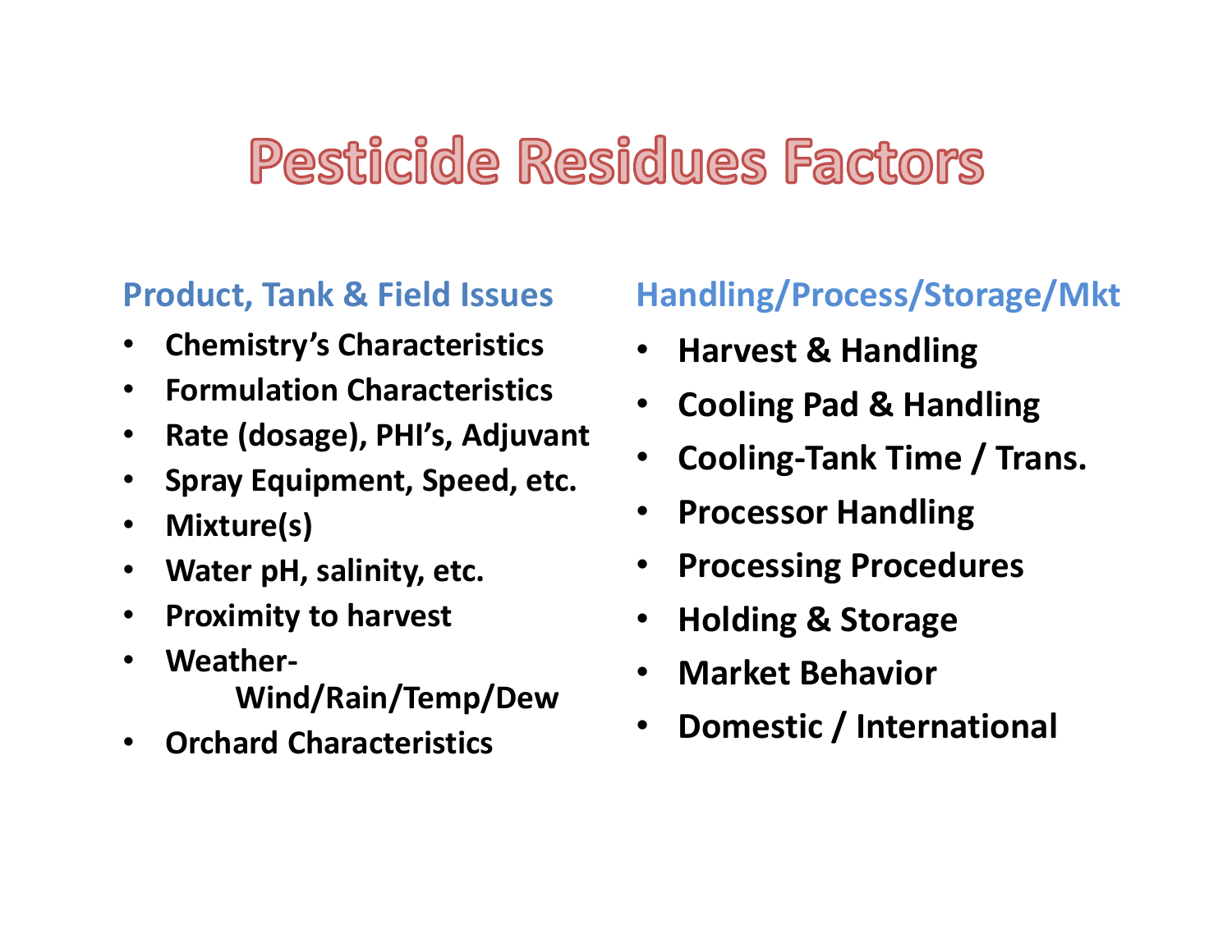# Pesticide Residues Factors

## Product, Tank & Field Issues

- **Chemistry's Characteristics**
- **Formulation Characteristics**
- **Rate (dosage), PHI's, Adjuvant**
- **Spray Equipment, Speed, etc.**
- **Mixture(s)**
- **Water pH, salinity, etc.**
- **Proximity to harvest**
- **Weather- Wind/Rain/Temp/Dew**
- **Orchard Characteristics**

## Handling/Process/Storage/Mkt

- **Harvest & Handling**
- **Cooling Pad & Handling**
- **Cooling-Tank Time / Trans.**
- **Processor Handling**
- **Processing Procedures**
- **Holding & Storage**
- **Market Behavior**
- **Domestic / International**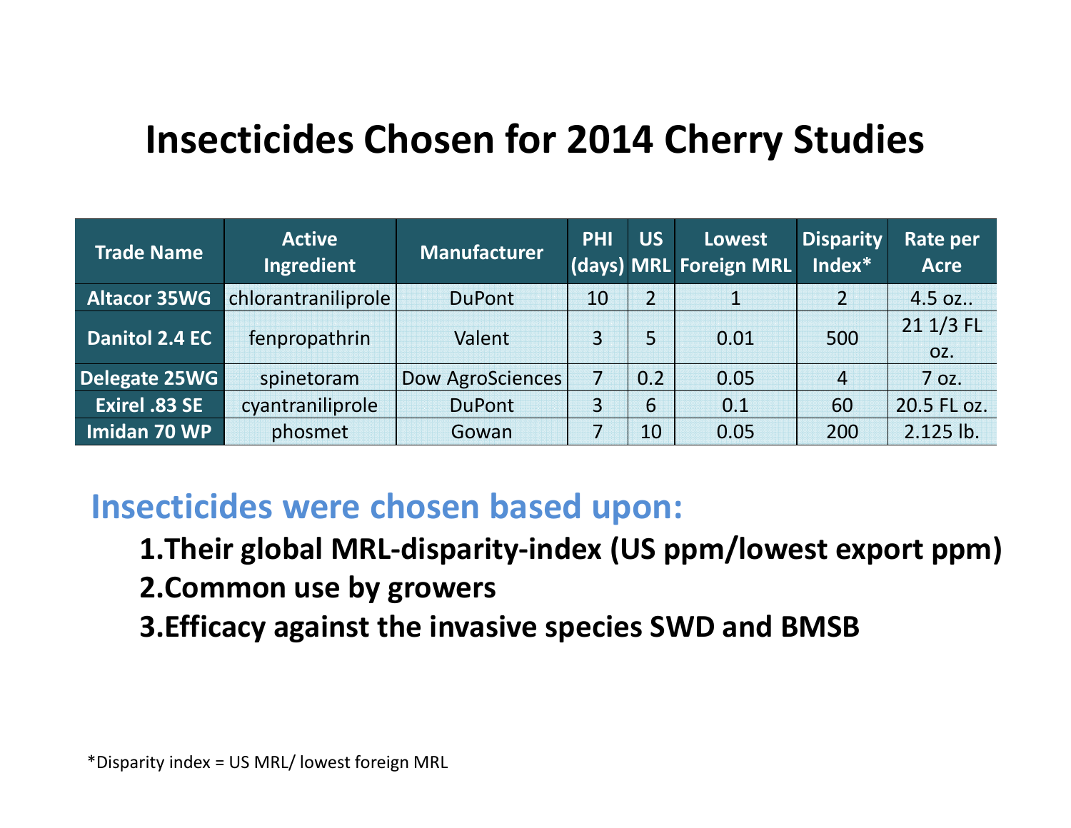# Insecticides Chosen for 2014 Cherry Studies

| Trade Name | Active Ingredient | Manufacturer | PHI (days) | US MRL | Lowest Foreign MRL | Disparity Index* | Rate per Acre |
|---|---|---|---|---|---|---|---|
| Altacor 35WG | chlorantraniliprole | DuPont | 10 | 2 | 1 | 2 | 4.5 oz.. |
| Danitol 2.4 EC | fenpropathrin | Valent | 3 | 5 | 0.01 | 500 | 21 1/3 FL oz. |
| Delegate 25WG | spinetoram | Dow AgroSciences | 7 | 0.2 | 0.05 | 4 | 7 oz. |
| Exirel .83 SE | cyantraniliprole | DuPont | 3 | 6 | 0.1 | 60 | 20.5 FL oz. |
| Imidan 70 WP | phosmet | Gowan | 7 | 10 | 0.05 | 200 | 2.125 lb. |

## Insecticides were chosen based upon:

1. **Their global MRL-disparity-index (US ppm/lowest export ppm)**
2. **Common use by growers**
3. **Efficacy against the invasive species SWD and BMSB**

*Disparity index = US MRL/ lowest foreign MRL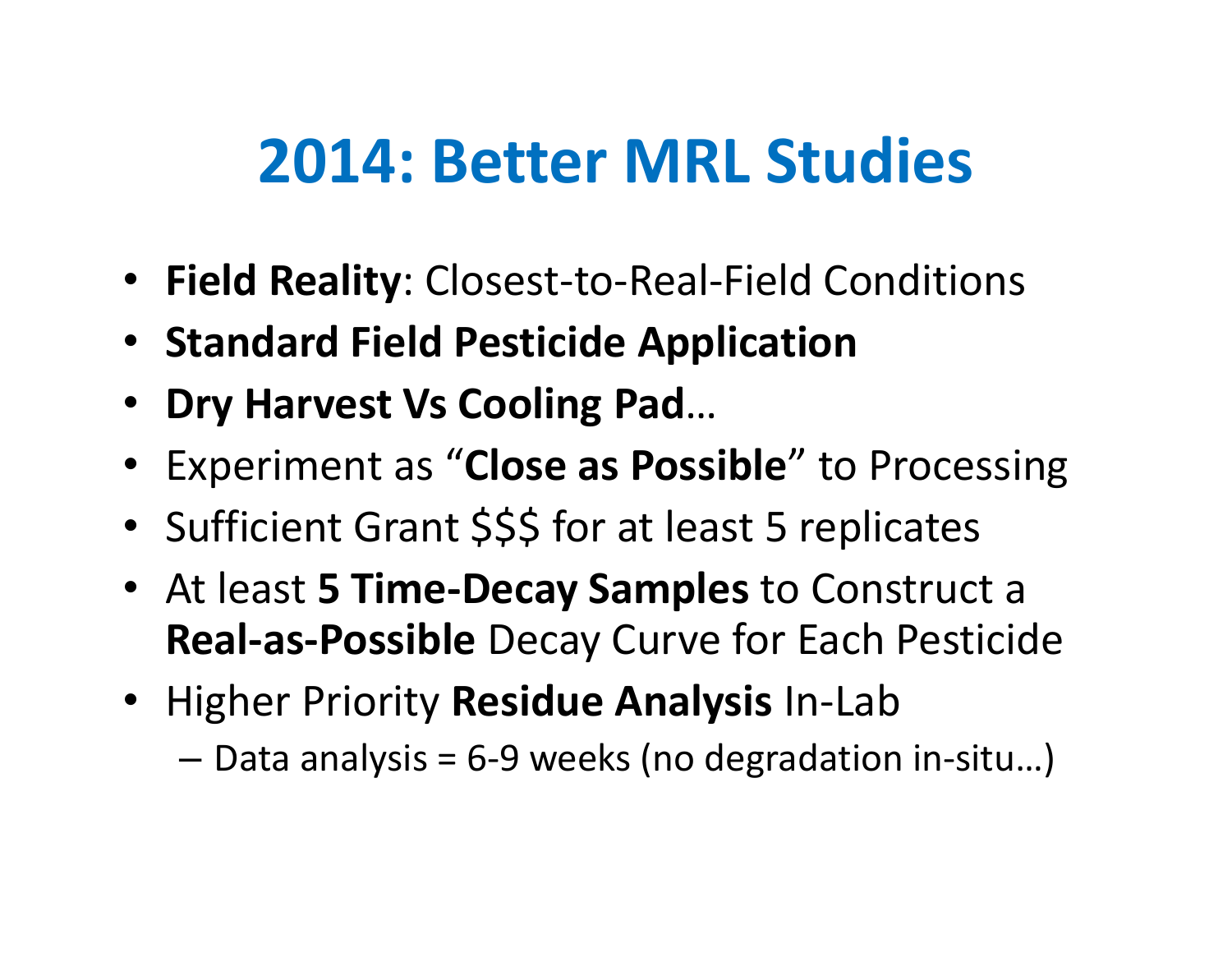# 2014: Better MRL Studies

- **Field Reality**: Closest-to-Real-Field Conditions
- **Standard Field Pesticide Application**
- **Dry Harvest Vs Cooling Pad**…
- Experiment as "**Close as Possible**" to Processing
- Sufficient Grant $$$ for at least 5 replicates
- At least **5 Time-Decay Samples** to Construct a **Real-as-Possible** Decay Curve for Each Pesticide
- Higher Priority **Residue Analysis** In-Lab
  - Data analysis = 6-9 weeks (no degradation in-situ…)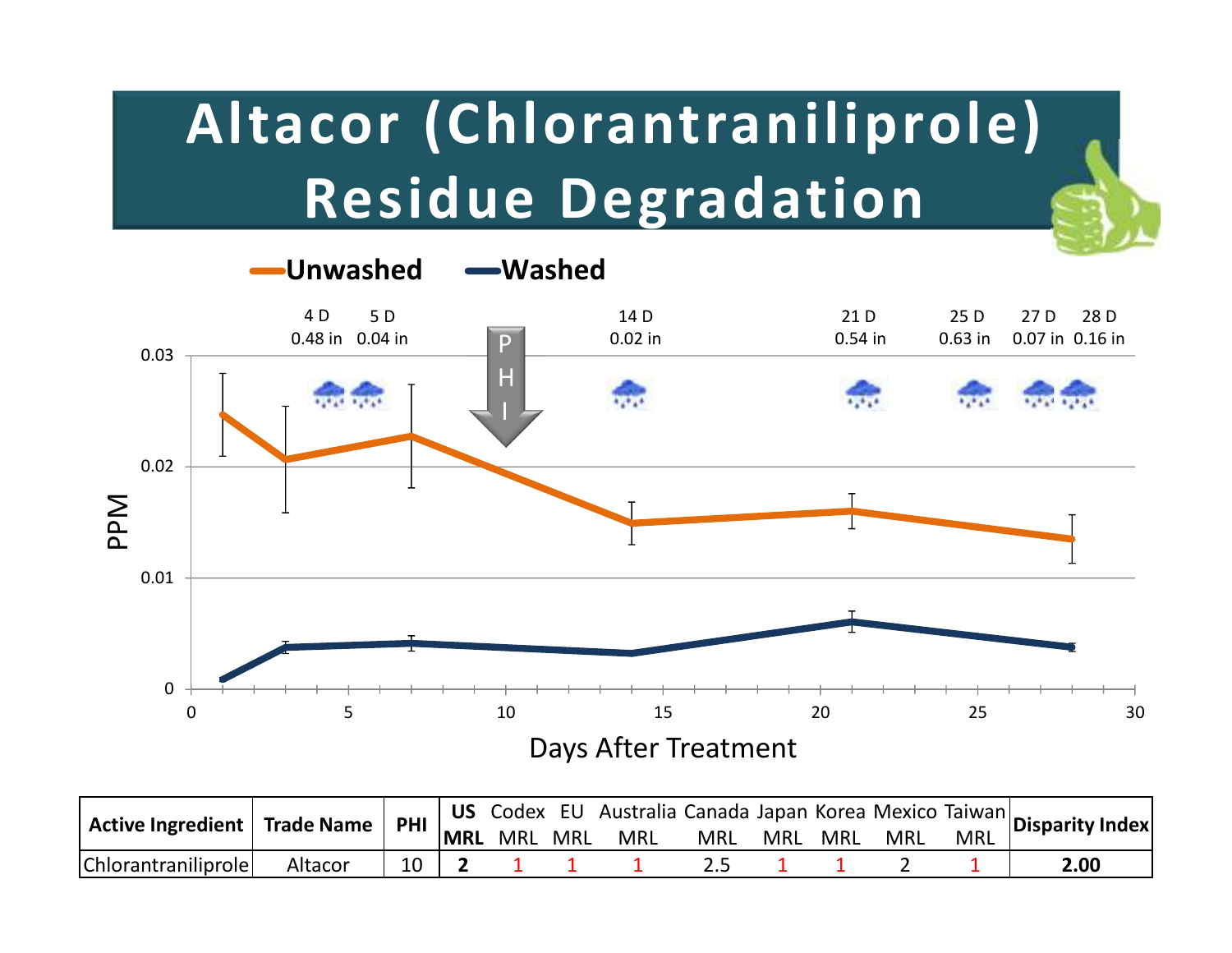# Altacor (Chlorantraniliprole) Residue Degradation

Unwashed — Washed

4 D 0.48 in | 5 D 0.04 in | 14 D 0.02 in | 21 D 0.54 in | 25 D 0.63 in | 27 D 0.07 in | 28 D 0.16 in

PHI

PPM

Days After Treatment

| Active Ingredient | Trade Name | PHI | US MRL | Codex MRL | EU MRL | Australia MRL | Canada MRL | Japan MRL | Korea MRL | Mexico MRL | Taiwan MRL | Disparity Index |
|---|---|---|---|---|---|---|---|---|---|---|---|---|
| Chlorantraniliprole | Altacor | 10 | **2** | 1 | 1 | 1 | 2.5 | 1 | 1 | 2 | 1 | **2.00** |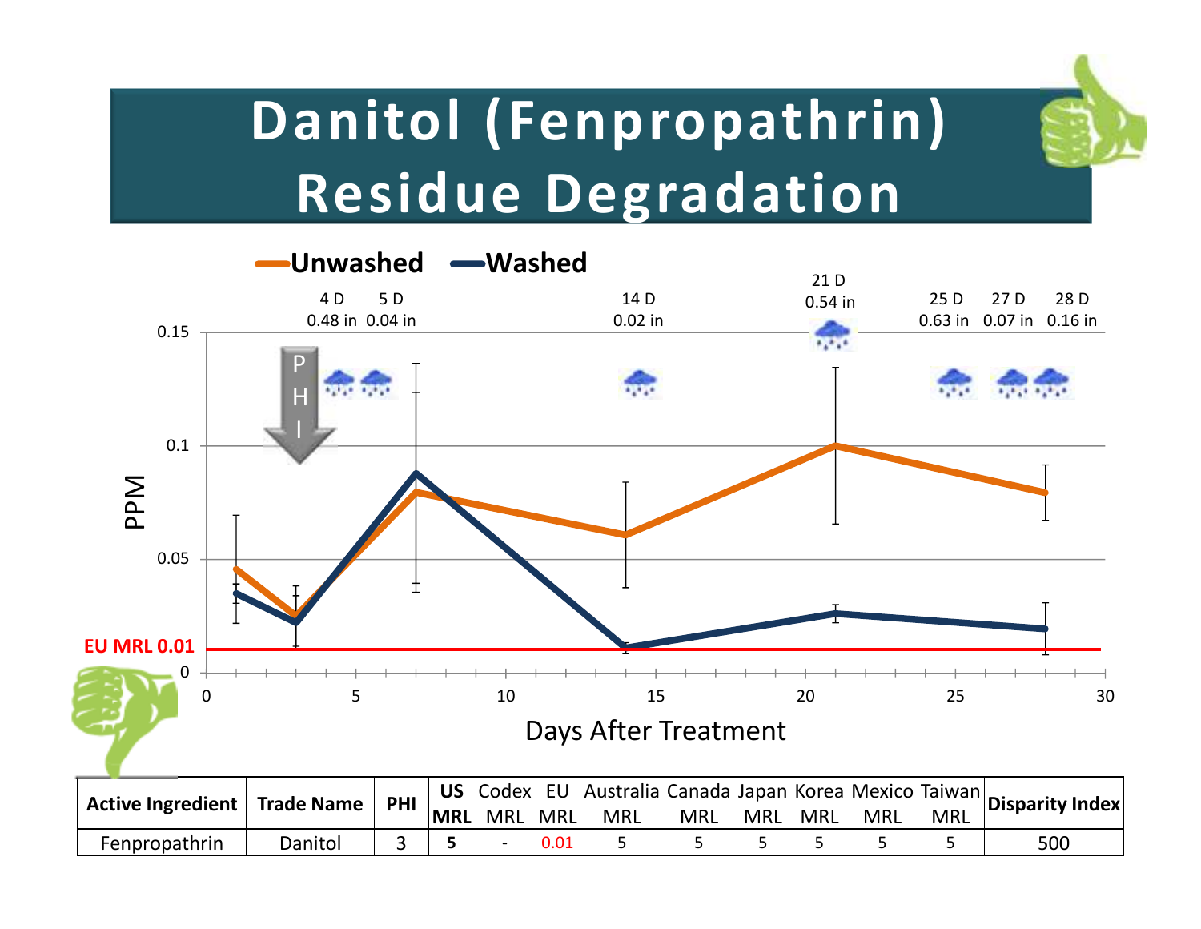# Danitol (Fenpropathrin) Residue Degradation

Unwashed — Washed

4 D 0.48 in · 5 D 0.04 in · 14 D 0.02 in · 21 D 0.54 in · 25 D 0.63 in · 27 D 0.07 in · 28 D 0.16 in

PHI

EU MRL 0.01

PPM

Days After Treatment

| Active Ingredient | Trade Name | PHI | US MRL | Codex MRL | EU MRL | Australia MRL | Canada MRL | Japan MRL | Korea MRL | Mexico MRL | Taiwan MRL | Disparity Index |
|---|---|---|---|---|---|---|---|---|---|---|---|---|
| Fenpropathrin | Danitol | 3 | **5** | - | 0.01 | 5 | 5 | 5 | 5 | 5 | 5 | 500 |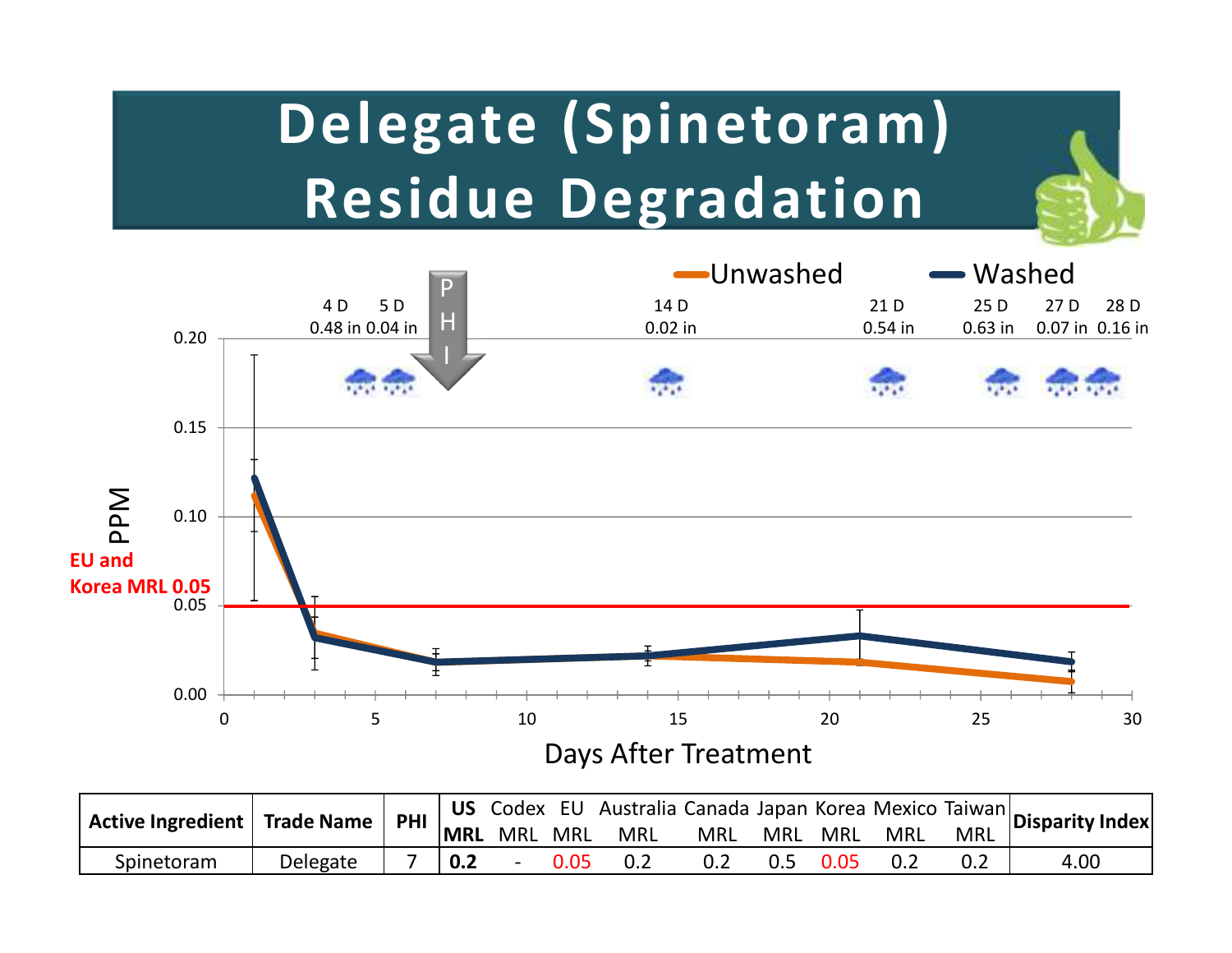# Delegate (Spinetoram) Residue Degradation

Unwashed — Washed

4 D 0.48 in | 5 D 0.04 in | PHI | 14 D 0.02 in | 21 D 0.54 in | 25 D 0.63 in | 27 D 0.07 in | 28 D 0.16 in

PPM

EU and Korea MRL 0.05

Days After Treatment

| Active Ingredient | Trade Name | PHI | **US MRL** | Codex MRL | EU MRL | Australia MRL | Canada MRL | Japan MRL | Korea MRL | Mexico MRL | Taiwan MRL | Disparity Index |
|---|---|---|---|---|---|---|---|---|---|---|---|---|
| Spinetoram | Delegate | 7 | **0.2** | - | 0.05 | 0.2 | 0.2 | 0.5 | 0.05 | 0.2 | 0.2 | 4.00 |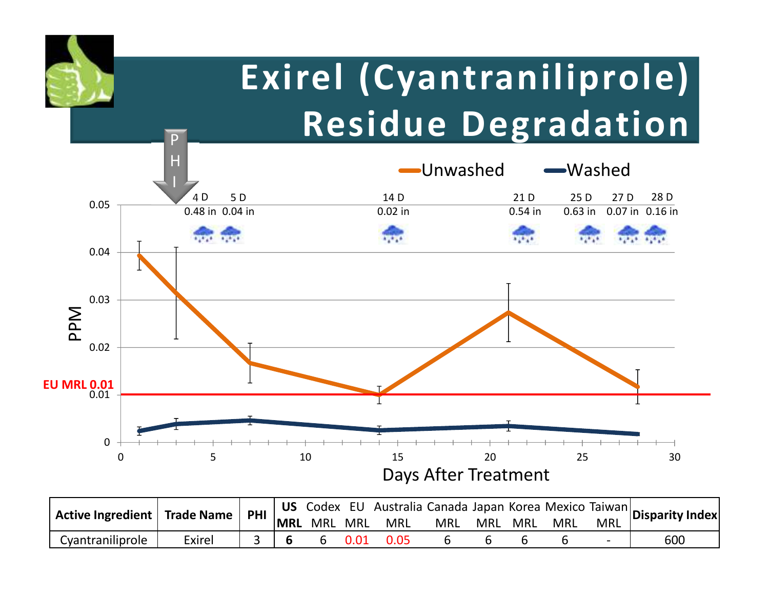# Exirel (Cyantraniliprole) Residue Degradation

| Active Ingredient | Trade Name | PHI | US MRL | Codex MRL | EU MRL | Australia MRL | Canada MRL | Japan MRL | Korea MRL | Mexico MRL | Taiwan MRL | Disparity Index |
|---|---|---|---|---|---|---|---|---|---|---|---|---|
| Cyantraniliprole | Exirel | 3 | **6** | 6 | 0.01 | 0.05 | 6 | 6 | 6 | 6 | - | 600 |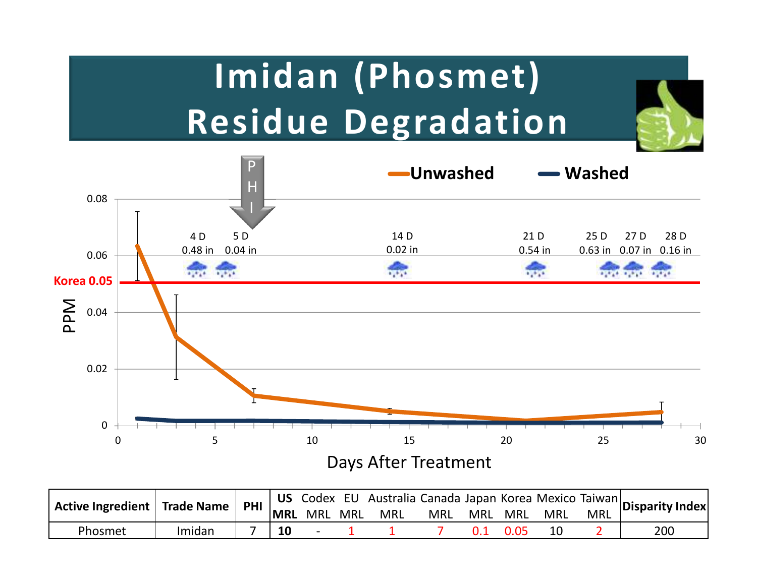# Imidan (Phosmet) Residue Degradation

Unwashed — Washed

PPM

Korea 0.05

PHI

4 D 0.48 in | 5 D 0.04 in | 14 D 0.02 in | 21 D 0.54 in | 25 D 0.63 in | 27 D 0.07 in | 28 D 0.16 in

Days After Treatment

| Active Ingredient | Trade Name | PHI | US MRL | Codex MRL | EU MRL | Australia MRL | Canada MRL | Japan MRL | Korea MRL | Mexico MRL | Taiwan MRL | Disparity Index |
|---|---|---|---|---|---|---|---|---|---|---|---|---|
| Phosmet | Imidan | 7 | **10** | - | 1 | 1 | 7 | 0.1 | 0.05 | 10 | 2 | 200 |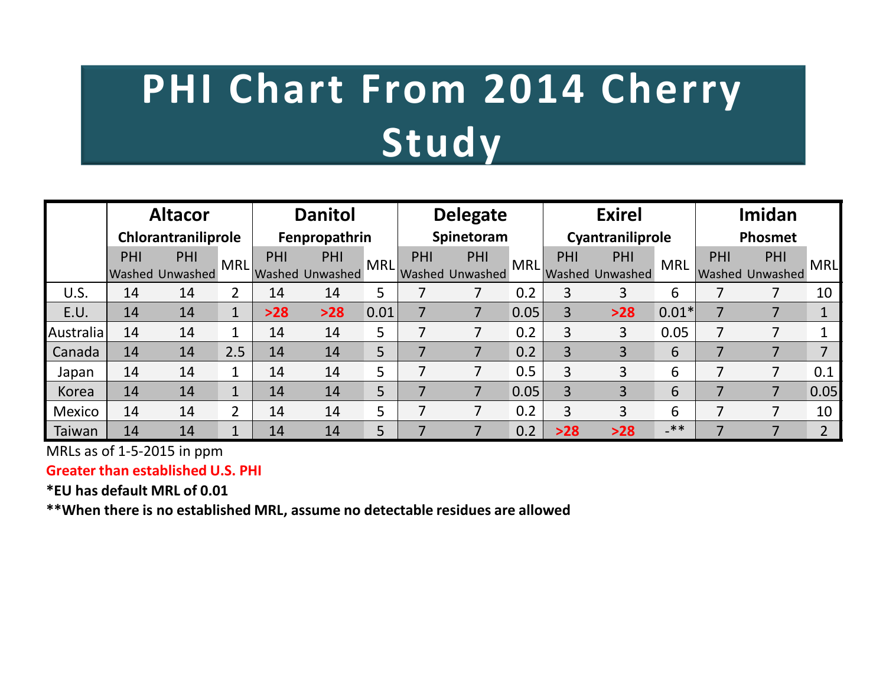# PHI Chart From 2014 Cherry Study

| | Altacor Chlorantraniliprole | | | Danitol Fenpropathrin | | | Delegate Spinetoram | | | Exirel Cyantraniliprole | | | Imidan Phosmet | | |
|---|---|---|---|---|---|---|---|---|---|---|---|---|---|---|---|
| | PHI Washed | PHI Unwashed | MRL | PHI Washed | PHI Unwashed | MRL | PHI Washed | PHI Unwashed | MRL | PHI Washed | PHI Unwashed | MRL | PHI Washed | PHI Unwashed | MRL |
| U.S. | 14 | 14 | 2 | 14 | 14 | 5 | 7 | 7 | 0.2 | 3 | 3 | 6 | 7 | 7 | 10 |
| E.U. | 14 | 14 | 1 | **>28** | **>28** | 0.01 | 7 | 7 | 0.05 | 3 | **>28** | 0.01* | 7 | 7 | 1 |
| Australia | 14 | 14 | 1 | 14 | 14 | 5 | 7 | 7 | 0.2 | 3 | 3 | 0.05 | 7 | 7 | 1 |
| Canada | 14 | 14 | 2.5 | 14 | 14 | 5 | 7 | 7 | 0.2 | 3 | 3 | 6 | 7 | 7 | 7 |
| Japan | 14 | 14 | 1 | 14 | 14 | 5 | 7 | 7 | 0.5 | 3 | 3 | 6 | 7 | 7 | 0.1 |
| Korea | 14 | 14 | 1 | 14 | 14 | 5 | 7 | 7 | 0.05 | 3 | 3 | 6 | 7 | 7 | 0.05 |
| Mexico | 14 | 14 | 2 | 14 | 14 | 5 | 7 | 7 | 0.2 | 3 | 3 | 6 | 7 | 7 | 10 |
| Taiwan | 14 | 14 | 1 | 14 | 14 | 5 | 7 | 7 | 0.2 | **>28** | **>28** | -** | 7 | 7 | 2 |

MRLs as of 1-5-2015 in ppm

**Greater than established U.S. PHI**

**\*EU has default MRL of 0.01**

**\*\*When there is no established MRL, assume no detectable residues are allowed**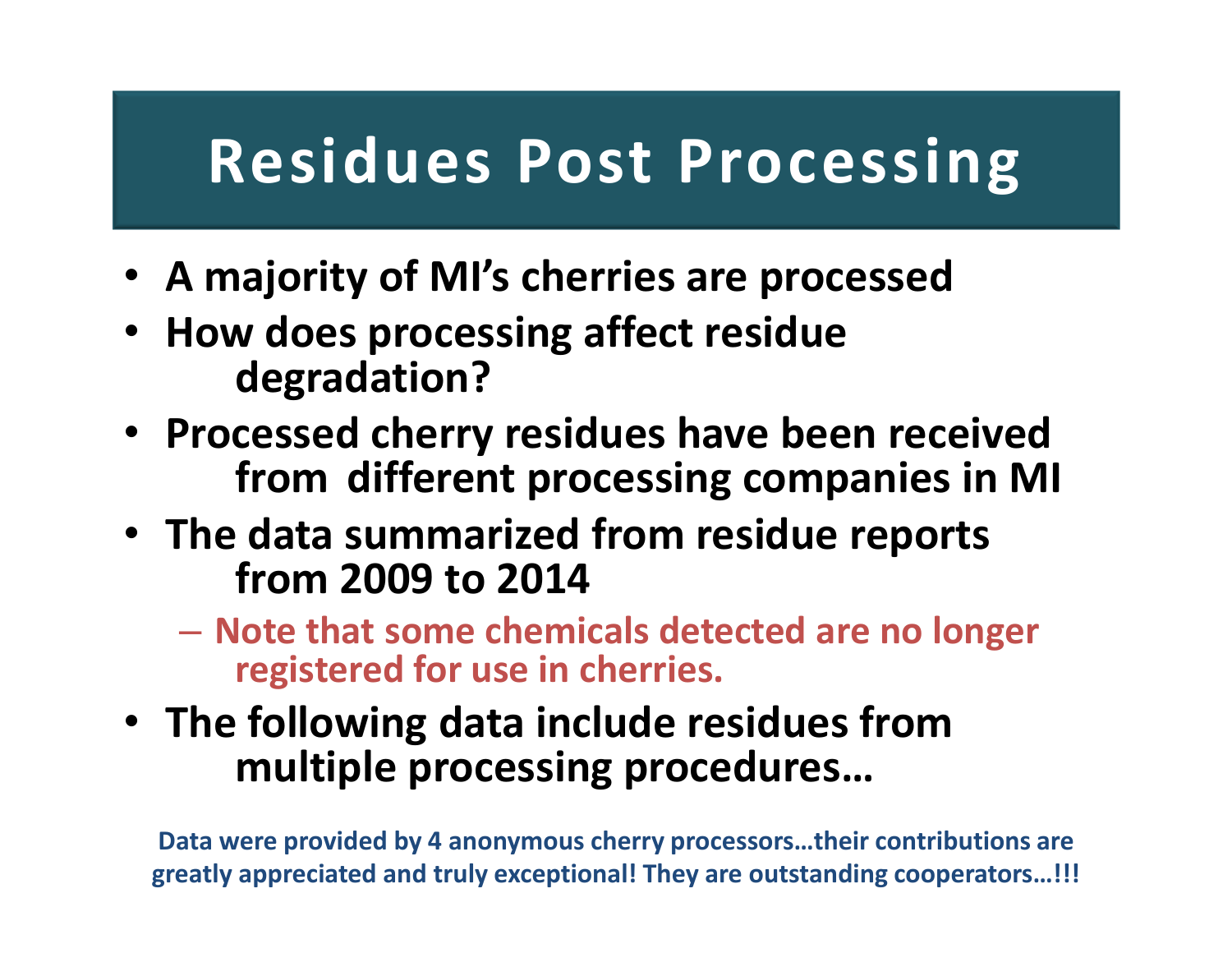# Residues Post Processing

- **A majority of MI's cherries are processed**
- **How does processing affect residue degradation?**
- **Processed cherry residues have been received from different processing companies in MI**
- **The data summarized from residue reports from 2009 to 2014**
  - **Note that some chemicals detected are no longer registered for use in cherries.**
- **The following data include residues from multiple processing procedures…**

**Data were provided by 4 anonymous cherry processors…their contributions are greatly appreciated and truly exceptional! They are outstanding cooperators…!!!**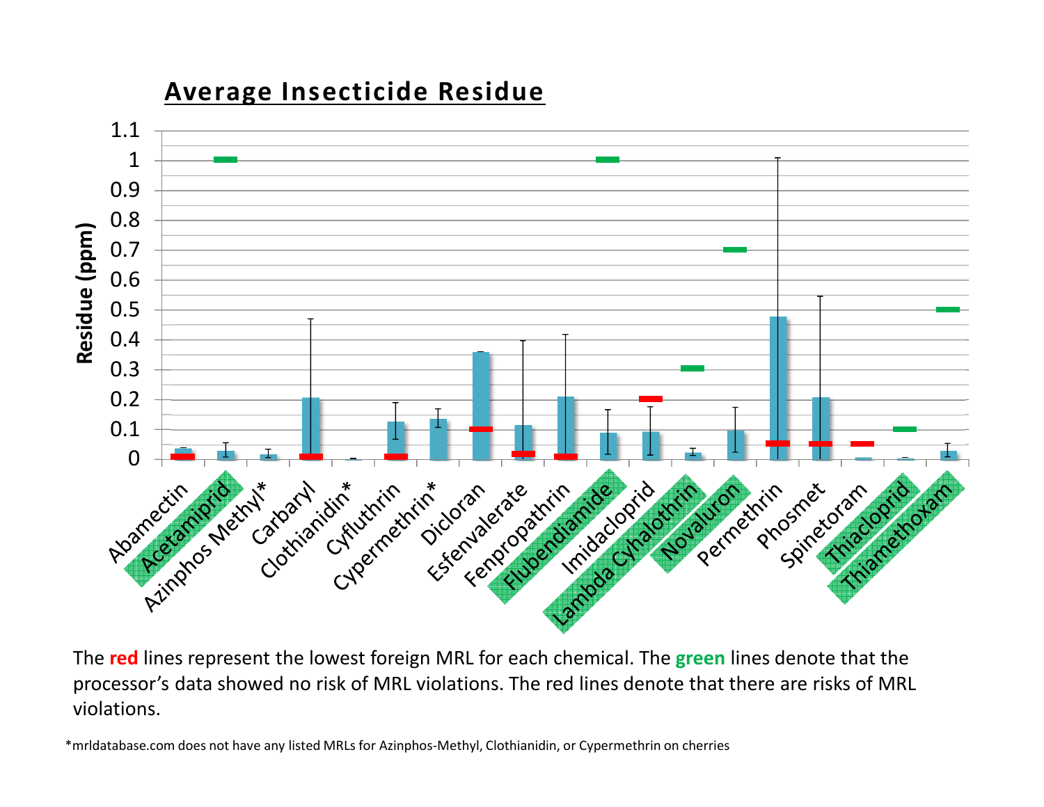## Average Insecticide Residue

The **red** lines represent the lowest foreign MRL for each chemical. The **green** lines denote that the processor's data showed no risk of MRL violations. The red lines denote that there are risks of MRL violations.

*mrldatabase.com does not have any listed MRLs for Azinphos-Methyl, Clothianidin, or Cypermethrin on cherries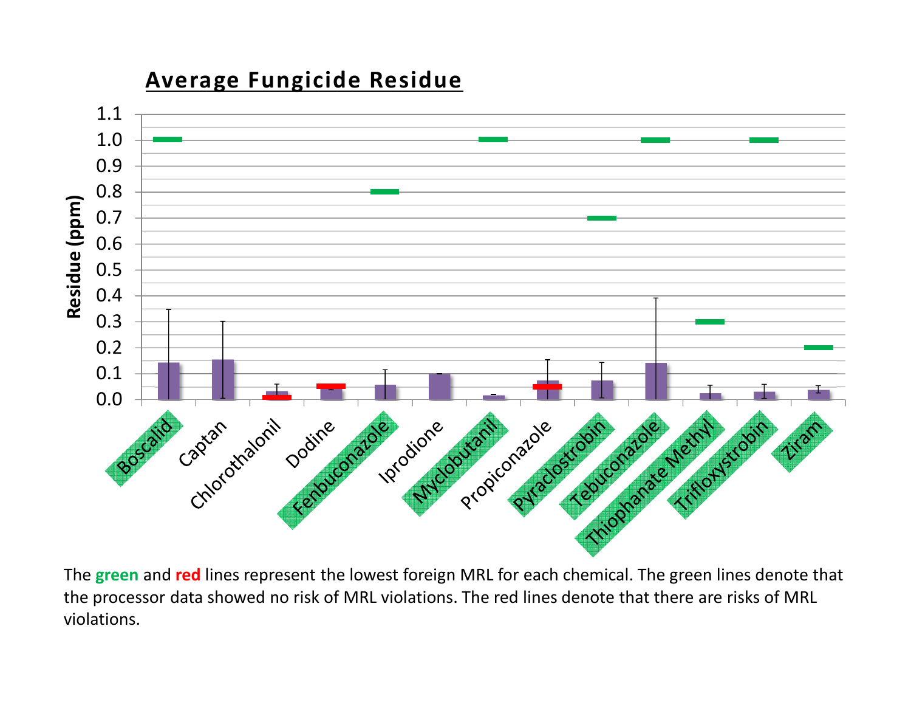## Average Fungicide Residue

The **green** and **red** lines represent the lowest foreign MRL for each chemical. The green lines denote that the processor data showed no risk of MRL violations. The red lines denote that there are risks of MRL violations.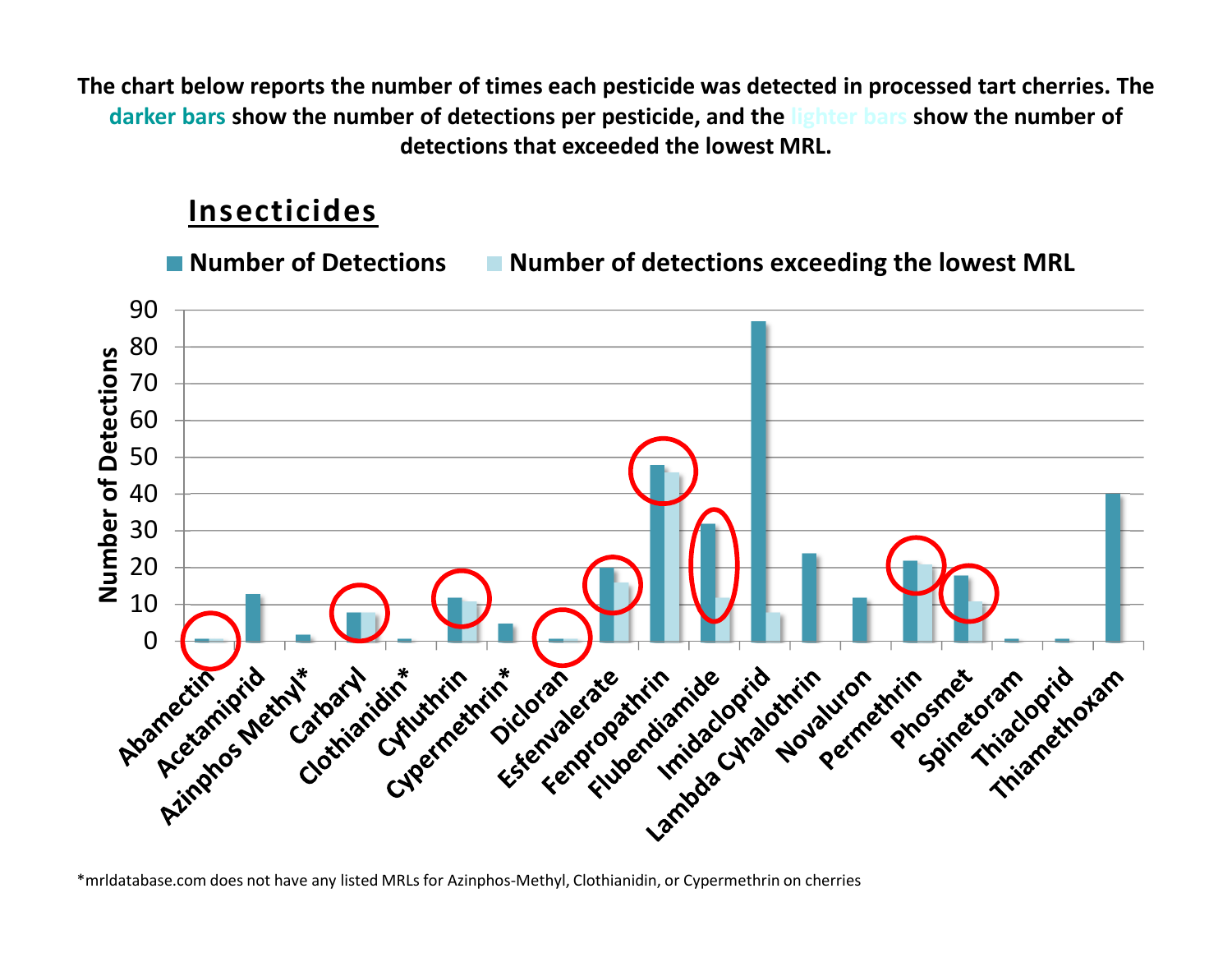The chart below reports the number of times each pesticide was detected in processed tart cherries. The **darker bars** show the number of detections per pesticide, and the **lighter bars** show the number of detections that exceeded the lowest MRL.

## Insecticides

| Pesticide | Number of Detections | Number of detections exceeding the lowest MRL |
|---|---|---|
| Abamectin | 1 | 1 |
| Acetamiprid | 13 | 0 |
| Azinphos Methyl* | 2 | 0 |
| Carbaryl | 8 | 8 |
| Clothianidin* | 1 | 0 |
| Cyfluthrin | 12 | 11 |
| Cypermethrin* | 5 | 0 |
| Dicloran | 1 | 1 |
| Esfenvalerate | 20 | 16 |
| Fenpropathrin | 48 | 46 |
| Flubendiamide | 32 | 12 |
| Imidacloprid | 87 | 8 |
| Lambda Cyhalothrin | 24 | 0 |
| Novaluron | 12 | 0 |
| Permethrin | 22 | 21 |
| Phosmet | 18 | 11 |
| Spinetoram | 1 | 0 |
| Thiacloprid | 1 | 0 |
| Thiamethoxam | 40 | 0 |

*mrldatabase.com does not have any listed MRLs for Azinphos-Methyl, Clothianidin, or Cypermethrin on cherries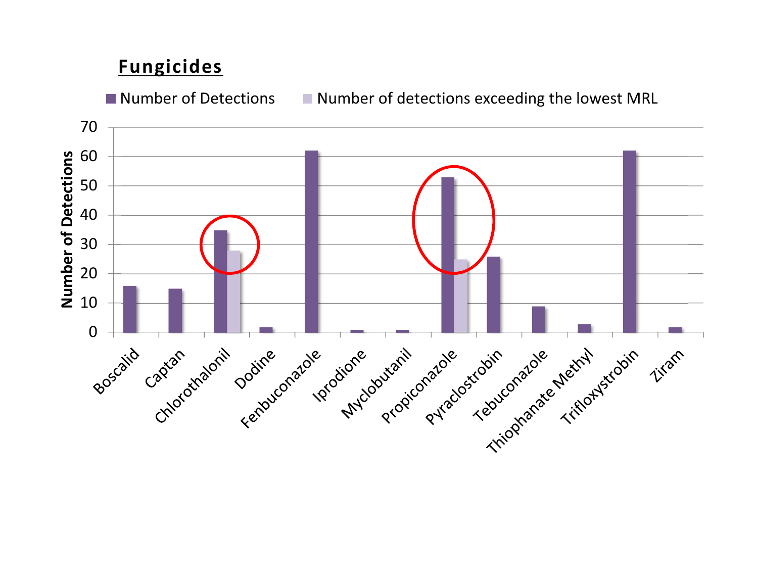## Fungicides

■ Number of Detections ■ Number of detections exceeding the lowest MRL

Number of Detections

70
60
50
40
30
20
10
0

Boscalid, Captan, Chlorothalonil, Dodine, Fenbuconazole, Iprodione, Myclobutanil, Propiconazole, Pyraclostrobin, Tebuconazole, Thiophanate Methyl, Trifloxystrobin, Ziram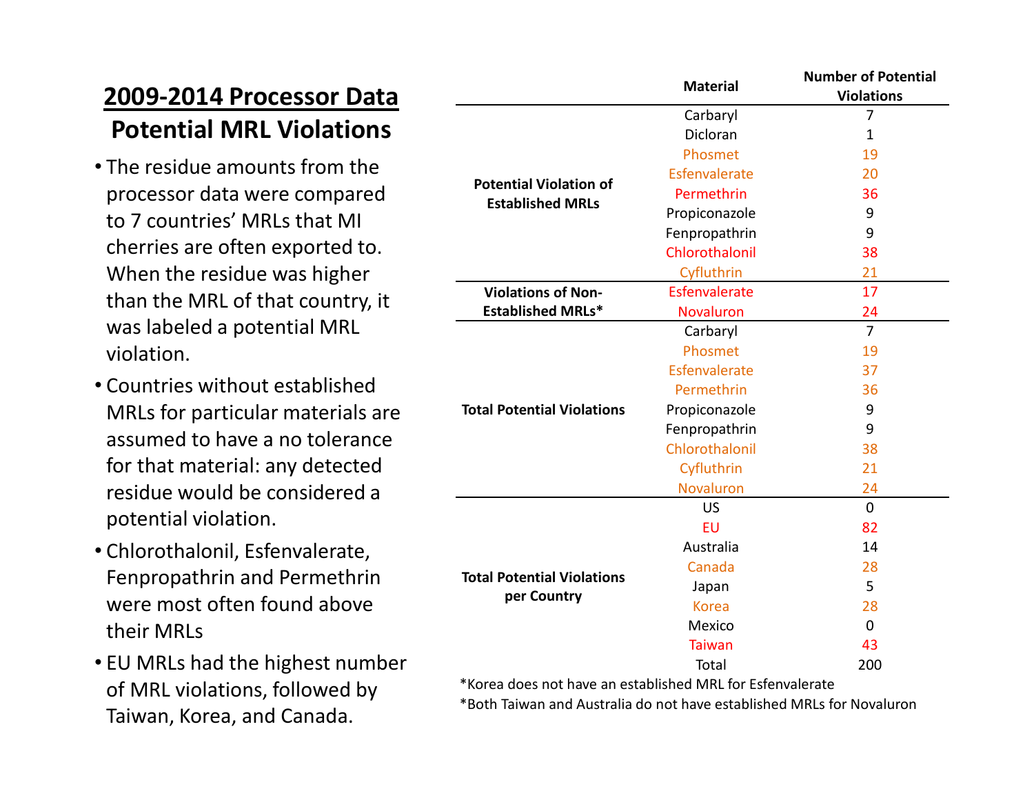# 2009-2014 Processor Data

# Potential MRL Violations

- The residue amounts from the processor data were compared to 7 countries' MRLs that MI cherries are often exported to. When the residue was higher than the MRL of that country, it was labeled a potential MRL violation.
- Countries without established MRLs for particular materials are assumed to have a no tolerance for that material: any detected residue would be considered a potential violation.
- Chlorothalonil, Esfenvalerate, Fenpropathrin and Permethrin were most often found above their MRLs
- EU MRLs had the highest number of MRL violations, followed by Taiwan, Korea, and Canada.

| | Material | Number of Potential Violations |
|---|---|---|
| Potential Violation of Established MRLs | Carbaryl | 7 |
| | Dicloran | 1 |
| | Phosmet | 19 |
| | Esfenvalerate | 20 |
| | Permethrin | 36 |
| | Propiconazole | 9 |
| | Fenpropathrin | 9 |
| | Chlorothalonil | 38 |
| | Cyfluthrin | 21 |
| Violations of Non-Established MRLs* | Esfenvalerate | 17 |
| | Novaluron | 24 |
| Total Potential Violations | Carbaryl | 7 |
| | Phosmet | 19 |
| | Esfenvalerate | 37 |
| | Permethrin | 36 |
| | Propiconazole | 9 |
| | Fenpropathrin | 9 |
| | Chlorothalonil | 38 |
| | Cyfluthrin | 21 |
| | Novaluron | 24 |
| Total Potential Violations per Country | US | 0 |
| | EU | 82 |
| | Australia | 14 |
| | Canada | 28 |
| | Japan | 5 |
| | Korea | 28 |
| | Mexico | 0 |
| | Taiwan | 43 |
| | Total | 200 |

*Korea does not have an established MRL for Esfenvalerate

*Both Taiwan and Australia do not have established MRLs for Novaluron